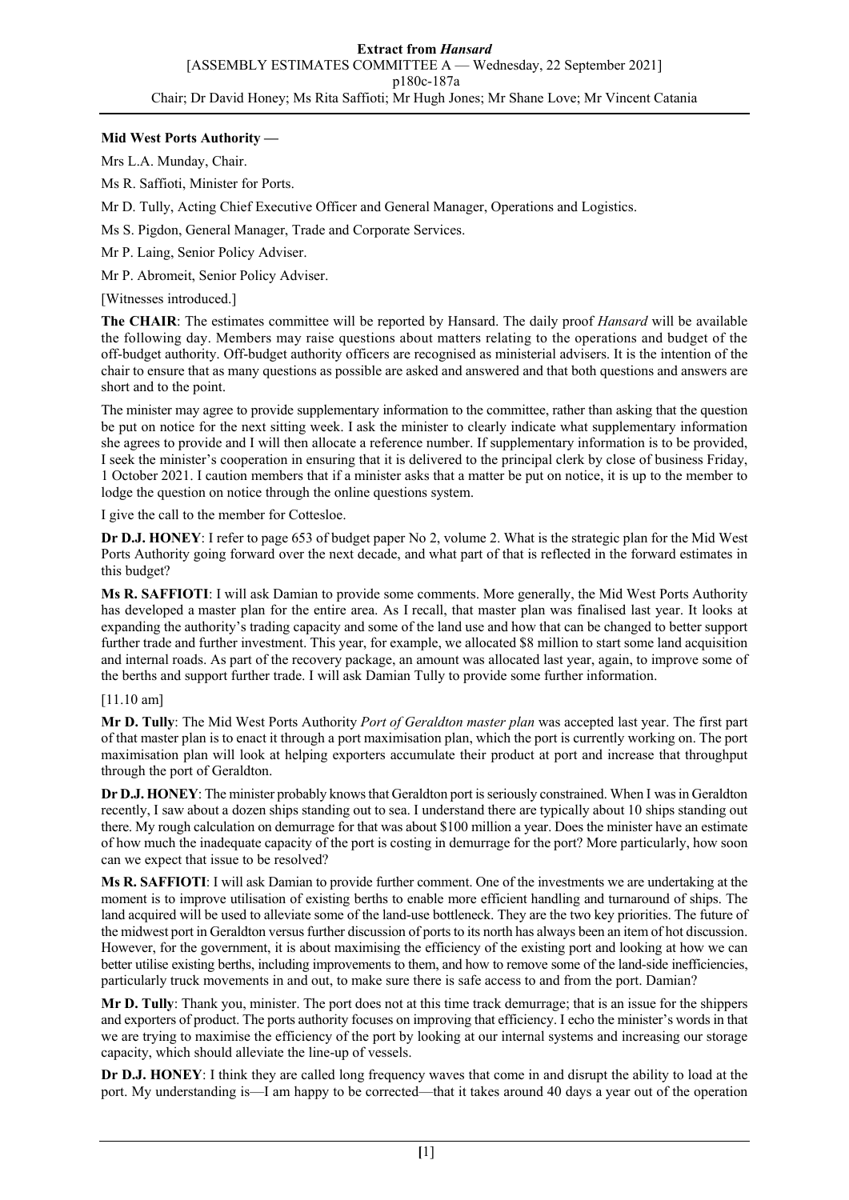**Mid West Ports Authority —**

Mrs L.A. Munday, Chair.

Ms R. Saffioti, Minister for Ports.

Mr D. Tully, Acting Chief Executive Officer and General Manager, Operations and Logistics.

Ms S. Pigdon, General Manager, Trade and Corporate Services.

Mr P. Laing, Senior Policy Adviser.

Mr P. Abromeit, Senior Policy Adviser.

[Witnesses introduced.]

**The CHAIR**: The estimates committee will be reported by Hansard. The daily proof *Hansard* will be available the following day. Members may raise questions about matters relating to the operations and budget of the off-budget authority. Off-budget authority officers are recognised as ministerial advisers. It is the intention of the chair to ensure that as many questions as possible are asked and answered and that both questions and answers are short and to the point.

The minister may agree to provide supplementary information to the committee, rather than asking that the question be put on notice for the next sitting week. I ask the minister to clearly indicate what supplementary information she agrees to provide and I will then allocate a reference number. If supplementary information is to be provided, I seek the minister's cooperation in ensuring that it is delivered to the principal clerk by close of business Friday, 1 October 2021. I caution members that if a minister asks that a matter be put on notice, it is up to the member to lodge the question on notice through the online questions system.

I give the call to the member for Cottesloe.

**Dr D.J. HONEY**: I refer to page 653 of budget paper No 2, volume 2. What is the strategic plan for the Mid West Ports Authority going forward over the next decade, and what part of that is reflected in the forward estimates in this budget?

**Ms R. SAFFIOTI**: I will ask Damian to provide some comments. More generally, the Mid West Ports Authority has developed a master plan for the entire area. As I recall, that master plan was finalised last year. It looks at expanding the authority's trading capacity and some of the land use and how that can be changed to better support further trade and further investment. This year, for example, we allocated $8 million to start some land acquisition and internal roads. As part of the recovery package, an amount was allocated last year, again, to improve some of the berths and support further trade. I will ask Damian Tully to provide some further information.

[11.10 am]

**Mr D. Tully**: The Mid West Ports Authority *Port of Geraldton master plan* was accepted last year. The first part of that master plan is to enact it through a port maximisation plan, which the port is currently working on. The port maximisation plan will look at helping exporters accumulate their product at port and increase that throughput through the port of Geraldton.

**Dr D.J. HONEY**: The minister probably knows that Geraldton port is seriously constrained. When I was in Geraldton recently, I saw about a dozen ships standing out to sea. I understand there are typically about 10 ships standing out there. My rough calculation on demurrage for that was about $100 million a year. Does the minister have an estimate of how much the inadequate capacity of the port is costing in demurrage for the port? More particularly, how soon can we expect that issue to be resolved?

**Ms R. SAFFIOTI**: I will ask Damian to provide further comment. One of the investments we are undertaking at the moment is to improve utilisation of existing berths to enable more efficient handling and turnaround of ships. The land acquired will be used to alleviate some of the land-use bottleneck. They are the two key priorities. The future of the midwest port in Geraldton versus further discussion of ports to its north has always been an item of hot discussion. However, for the government, it is about maximising the efficiency of the existing port and looking at how we can better utilise existing berths, including improvements to them, and how to remove some of the land-side inefficiencies, particularly truck movements in and out, to make sure there is safe access to and from the port. Damian?

**Mr D. Tully**: Thank you, minister. The port does not at this time track demurrage; that is an issue for the shippers and exporters of product. The ports authority focuses on improving that efficiency. I echo the minister's words in that we are trying to maximise the efficiency of the port by looking at our internal systems and increasing our storage capacity, which should alleviate the line-up of vessels.

**Dr D.J. HONEY**: I think they are called long frequency waves that come in and disrupt the ability to load at the port. My understanding is—I am happy to be corrected—that it takes around 40 days a year out of the operation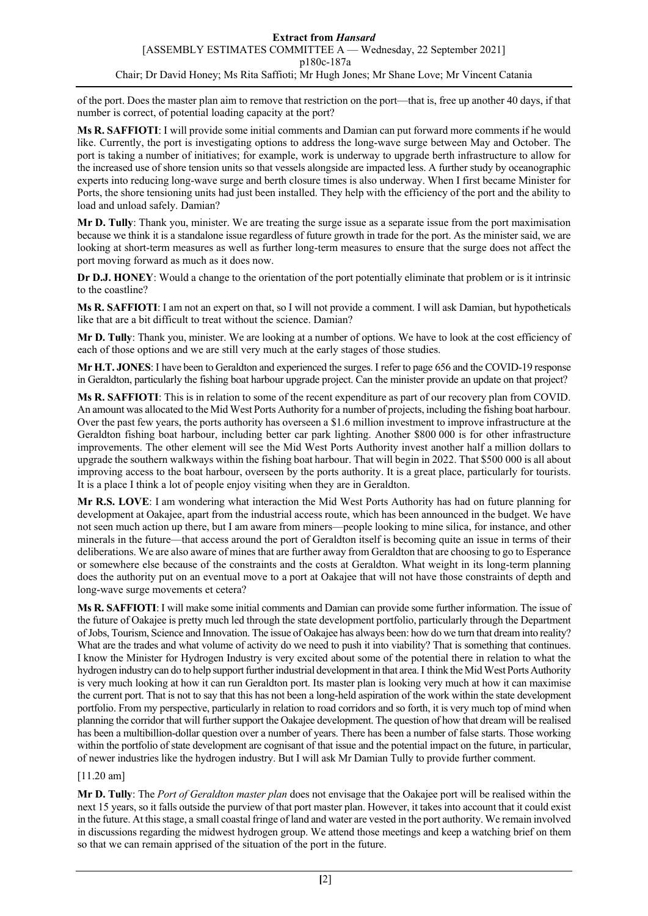of the port. Does the master plan aim to remove that restriction on the port—that is, free up another 40 days, if that number is correct, of potential loading capacity at the port?

**Ms R. SAFFIOTI**: I will provide some initial comments and Damian can put forward more comments if he would like. Currently, the port is investigating options to address the long-wave surge between May and October. The port is taking a number of initiatives; for example, work is underway to upgrade berth infrastructure to allow for the increased use of shore tension units so that vessels alongside are impacted less. A further study by oceanographic experts into reducing long-wave surge and berth closure times is also underway. When I first became Minister for Ports, the shore tensioning units had just been installed. They help with the efficiency of the port and the ability to load and unload safely. Damian?

**Mr D. Tully**: Thank you, minister. We are treating the surge issue as a separate issue from the port maximisation because we think it is a standalone issue regardless of future growth in trade for the port. As the minister said, we are looking at short-term measures as well as further long-term measures to ensure that the surge does not affect the port moving forward as much as it does now.

**Dr D.J. HONEY**: Would a change to the orientation of the port potentially eliminate that problem or is it intrinsic to the coastline?

**Ms R. SAFFIOTI**: I am not an expert on that, so I will not provide a comment. I will ask Damian, but hypotheticals like that are a bit difficult to treat without the science. Damian?

**Mr D. Tully**: Thank you, minister. We are looking at a number of options. We have to look at the cost efficiency of each of those options and we are still very much at the early stages of those studies.

**Mr H.T. JONES**: I have been to Geraldton and experienced the surges. I refer to page 656 and the COVID-19 response in Geraldton, particularly the fishing boat harbour upgrade project. Can the minister provide an update on that project?

**Ms R. SAFFIOTI**: This is in relation to some of the recent expenditure as part of our recovery plan from COVID. An amount was allocated to the Mid West Ports Authority for a number of projects, including the fishing boat harbour. Over the past few years, the ports authority has overseen a $1.6 million investment to improve infrastructure at the Geraldton fishing boat harbour, including better car park lighting. Another $800 000 is for other infrastructure improvements. The other element will see the Mid West Ports Authority invest another half a million dollars to upgrade the southern walkways within the fishing boat harbour. That will begin in 2022. That $500 000 is all about improving access to the boat harbour, overseen by the ports authority. It is a great place, particularly for tourists. It is a place I think a lot of people enjoy visiting when they are in Geraldton.

**Mr R.S. LOVE**: I am wondering what interaction the Mid West Ports Authority has had on future planning for development at Oakajee, apart from the industrial access route, which has been announced in the budget. We have not seen much action up there, but I am aware from miners—people looking to mine silica, for instance, and other minerals in the future—that access around the port of Geraldton itself is becoming quite an issue in terms of their deliberations. We are also aware of mines that are further away from Geraldton that are choosing to go to Esperance or somewhere else because of the constraints and the costs at Geraldton. What weight in its long-term planning does the authority put on an eventual move to a port at Oakajee that will not have those constraints of depth and long-wave surge movements et cetera?

**Ms R. SAFFIOTI**: I will make some initial comments and Damian can provide some further information. The issue of the future of Oakajee is pretty much led through the state development portfolio, particularly through the Department of Jobs, Tourism, Science and Innovation. The issue of Oakajee has always been: how do we turn that dream into reality? What are the trades and what volume of activity do we need to push it into viability? That is something that continues. I know the Minister for Hydrogen Industry is very excited about some of the potential there in relation to what the hydrogen industry can do to help support further industrial development in that area. I think the Mid West Ports Authority is very much looking at how it can run Geraldton port. Its master plan is looking very much at how it can maximise the current port. That is not to say that this has not been a long-held aspiration of the work within the state development portfolio. From my perspective, particularly in relation to road corridors and so forth, it is very much top of mind when planning the corridor that will further support the Oakajee development. The question of how that dream will be realised has been a multibillion-dollar question over a number of years. There has been a number of false starts. Those working within the portfolio of state development are cognisant of that issue and the potential impact on the future, in particular, of newer industries like the hydrogen industry. But I will ask Mr Damian Tully to provide further comment.

[11.20 am]

**Mr D. Tully**: The *Port of Geraldton master plan* does not envisage that the Oakajee port will be realised within the next 15 years, so it falls outside the purview of that port master plan. However, it takes into account that it could exist in the future. At this stage, a small coastal fringe of land and water are vested in the port authority. We remain involved in discussions regarding the midwest hydrogen group. We attend those meetings and keep a watching brief on them so that we can remain apprised of the situation of the port in the future.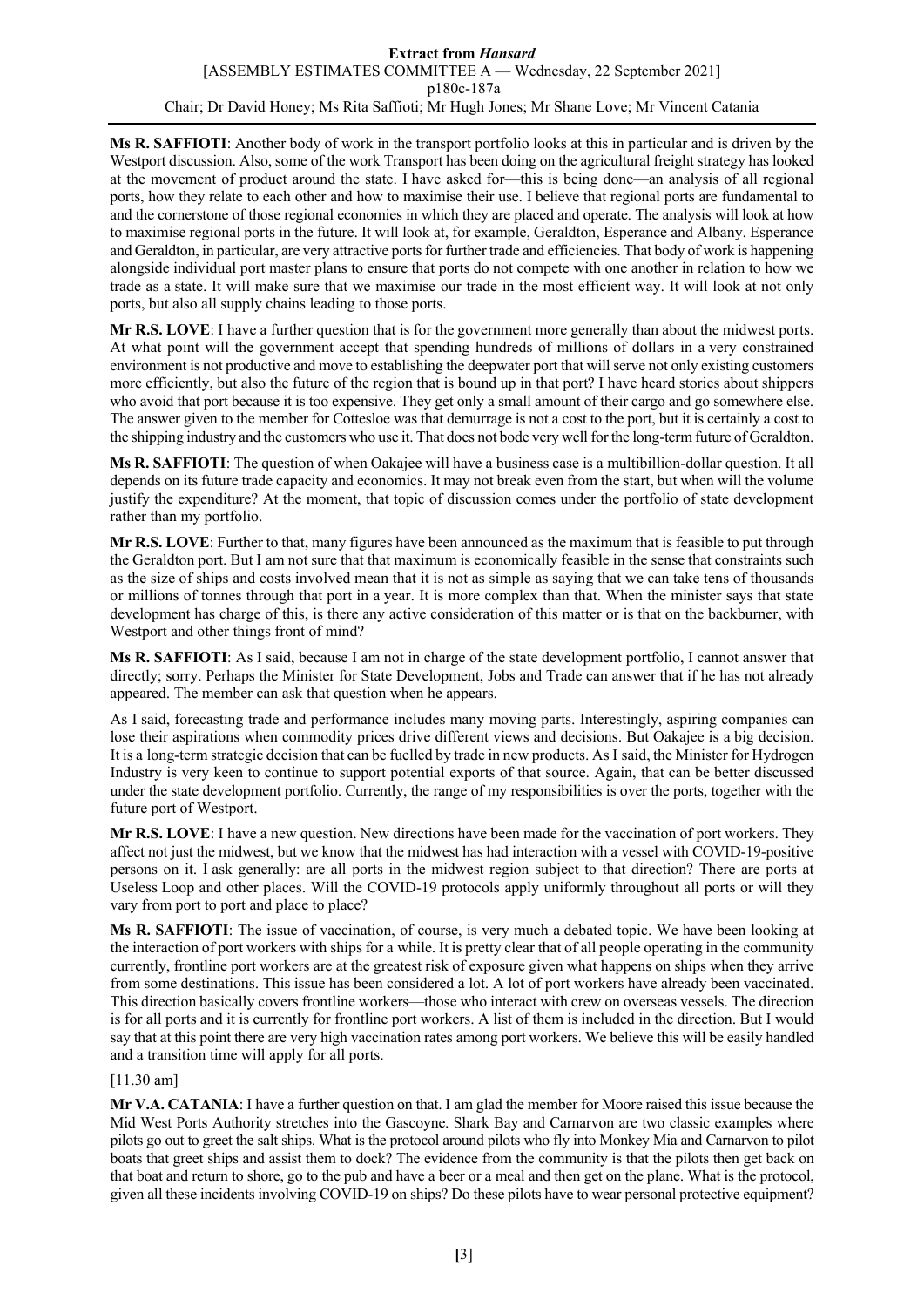**Ms R. SAFFIOTI**: Another body of work in the transport portfolio looks at this in particular and is driven by the Westport discussion. Also, some of the work Transport has been doing on the agricultural freight strategy has looked at the movement of product around the state. I have asked for—this is being done—an analysis of all regional ports, how they relate to each other and how to maximise their use. I believe that regional ports are fundamental to and the cornerstone of those regional economies in which they are placed and operate. The analysis will look at how to maximise regional ports in the future. It will look at, for example, Geraldton, Esperance and Albany. Esperance and Geraldton, in particular, are very attractive ports for further trade and efficiencies. That body of work is happening alongside individual port master plans to ensure that ports do not compete with one another in relation to how we trade as a state. It will make sure that we maximise our trade in the most efficient way. It will look at not only ports, but also all supply chains leading to those ports.

**Mr R.S. LOVE**: I have a further question that is for the government more generally than about the midwest ports. At what point will the government accept that spending hundreds of millions of dollars in a very constrained environment is not productive and move to establishing the deepwater port that will serve not only existing customers more efficiently, but also the future of the region that is bound up in that port? I have heard stories about shippers who avoid that port because it is too expensive. They get only a small amount of their cargo and go somewhere else. The answer given to the member for Cottesloe was that demurrage is not a cost to the port, but it is certainly a cost to the shipping industry and the customers who use it. That does not bode very well for the long-term future of Geraldton.

**Ms R. SAFFIOTI**: The question of when Oakajee will have a business case is a multibillion-dollar question. It all depends on its future trade capacity and economics. It may not break even from the start, but when will the volume justify the expenditure? At the moment, that topic of discussion comes under the portfolio of state development rather than my portfolio.

**Mr R.S. LOVE**: Further to that, many figures have been announced as the maximum that is feasible to put through the Geraldton port. But I am not sure that that maximum is economically feasible in the sense that constraints such as the size of ships and costs involved mean that it is not as simple as saying that we can take tens of thousands or millions of tonnes through that port in a year. It is more complex than that. When the minister says that state development has charge of this, is there any active consideration of this matter or is that on the backburner, with Westport and other things front of mind?

**Ms R. SAFFIOTI**: As I said, because I am not in charge of the state development portfolio, I cannot answer that directly; sorry. Perhaps the Minister for State Development, Jobs and Trade can answer that if he has not already appeared. The member can ask that question when he appears.

As I said, forecasting trade and performance includes many moving parts. Interestingly, aspiring companies can lose their aspirations when commodity prices drive different views and decisions. But Oakajee is a big decision. It is a long-term strategic decision that can be fuelled by trade in new products. As I said, the Minister for Hydrogen Industry is very keen to continue to support potential exports of that source. Again, that can be better discussed under the state development portfolio. Currently, the range of my responsibilities is over the ports, together with the future port of Westport.

**Mr R.S. LOVE**: I have a new question. New directions have been made for the vaccination of port workers. They affect not just the midwest, but we know that the midwest has had interaction with a vessel with COVID-19-positive persons on it. I ask generally: are all ports in the midwest region subject to that direction? There are ports at Useless Loop and other places. Will the COVID-19 protocols apply uniformly throughout all ports or will they vary from port to port and place to place?

**Ms R. SAFFIOTI**: The issue of vaccination, of course, is very much a debated topic. We have been looking at the interaction of port workers with ships for a while. It is pretty clear that of all people operating in the community currently, frontline port workers are at the greatest risk of exposure given what happens on ships when they arrive from some destinations. This issue has been considered a lot. A lot of port workers have already been vaccinated. This direction basically covers frontline workers—those who interact with crew on overseas vessels. The direction is for all ports and it is currently for frontline port workers. A list of them is included in the direction. But I would say that at this point there are very high vaccination rates among port workers. We believe this will be easily handled and a transition time will apply for all ports.

[11.30 am]

**Mr V.A. CATANIA**: I have a further question on that. I am glad the member for Moore raised this issue because the Mid West Ports Authority stretches into the Gascoyne. Shark Bay and Carnarvon are two classic examples where pilots go out to greet the salt ships. What is the protocol around pilots who fly into Monkey Mia and Carnarvon to pilot boats that greet ships and assist them to dock? The evidence from the community is that the pilots then get back on that boat and return to shore, go to the pub and have a beer or a meal and then get on the plane. What is the protocol, given all these incidents involving COVID-19 on ships? Do these pilots have to wear personal protective equipment?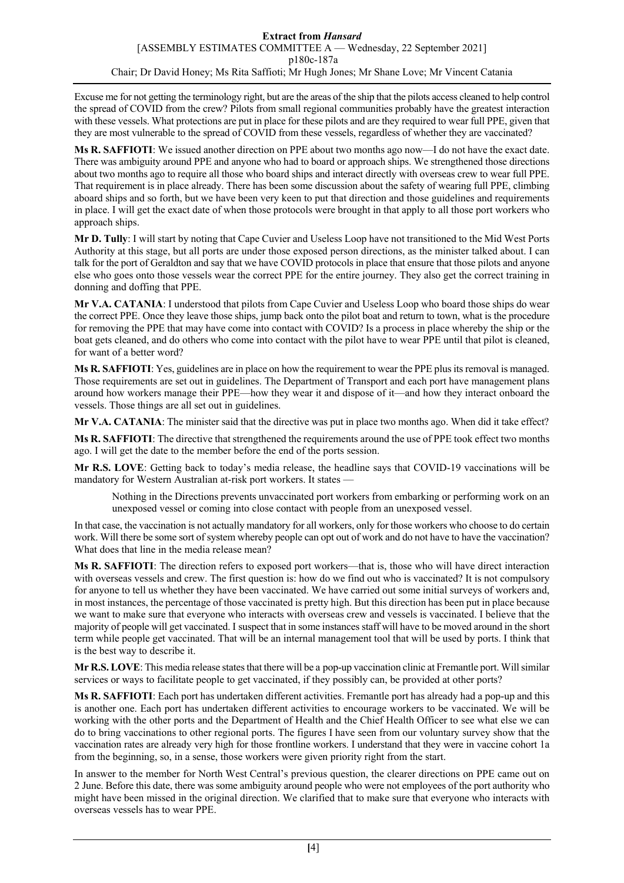Excuse me for not getting the terminology right, but are the areas of the ship that the pilots access cleaned to help control the spread of COVID from the crew? Pilots from small regional communities probably have the greatest interaction with these vessels. What protections are put in place for these pilots and are they required to wear full PPE, given that they are most vulnerable to the spread of COVID from these vessels, regardless of whether they are vaccinated?

**Ms R. SAFFIOTI**: We issued another direction on PPE about two months ago now—I do not have the exact date. There was ambiguity around PPE and anyone who had to board or approach ships. We strengthened those directions about two months ago to require all those who board ships and interact directly with overseas crew to wear full PPE. That requirement is in place already. There has been some discussion about the safety of wearing full PPE, climbing aboard ships and so forth, but we have been very keen to put that direction and those guidelines and requirements in place. I will get the exact date of when those protocols were brought in that apply to all those port workers who approach ships.

**Mr D. Tully**: I will start by noting that Cape Cuvier and Useless Loop have not transitioned to the Mid West Ports Authority at this stage, but all ports are under those exposed person directions, as the minister talked about. I can talk for the port of Geraldton and say that we have COVID protocols in place that ensure that those pilots and anyone else who goes onto those vessels wear the correct PPE for the entire journey. They also get the correct training in donning and doffing that PPE.

**Mr V.A. CATANIA**: I understood that pilots from Cape Cuvier and Useless Loop who board those ships do wear the correct PPE. Once they leave those ships, jump back onto the pilot boat and return to town, what is the procedure for removing the PPE that may have come into contact with COVID? Is a process in place whereby the ship or the boat gets cleaned, and do others who come into contact with the pilot have to wear PPE until that pilot is cleaned, for want of a better word?

**Ms R. SAFFIOTI**: Yes, guidelines are in place on how the requirement to wear the PPE plus its removal is managed. Those requirements are set out in guidelines. The Department of Transport and each port have management plans around how workers manage their PPE—how they wear it and dispose of it—and how they interact onboard the vessels. Those things are all set out in guidelines.

**Mr V.A. CATANIA**: The minister said that the directive was put in place two months ago. When did it take effect?

**Ms R. SAFFIOTI**: The directive that strengthened the requirements around the use of PPE took effect two months ago. I will get the date to the member before the end of the ports session.

**Mr R.S. LOVE**: Getting back to today's media release, the headline says that COVID-19 vaccinations will be mandatory for Western Australian at-risk port workers. It states —

> Nothing in the Directions prevents unvaccinated port workers from embarking or performing work on an unexposed vessel or coming into close contact with people from an unexposed vessel.

In that case, the vaccination is not actually mandatory for all workers, only for those workers who choose to do certain work. Will there be some sort of system whereby people can opt out of work and do not have to have the vaccination? What does that line in the media release mean?

**Ms R. SAFFIOTI**: The direction refers to exposed port workers—that is, those who will have direct interaction with overseas vessels and crew. The first question is: how do we find out who is vaccinated? It is not compulsory for anyone to tell us whether they have been vaccinated. We have carried out some initial surveys of workers and, in most instances, the percentage of those vaccinated is pretty high. But this direction has been put in place because we want to make sure that everyone who interacts with overseas crew and vessels is vaccinated. I believe that the majority of people will get vaccinated. I suspect that in some instances staff will have to be moved around in the short term while people get vaccinated. That will be an internal management tool that will be used by ports. I think that is the best way to describe it.

**Mr R.S. LOVE**: This media release states that there will be a pop-up vaccination clinic at Fremantle port. Will similar services or ways to facilitate people to get vaccinated, if they possibly can, be provided at other ports?

**Ms R. SAFFIOTI**: Each port has undertaken different activities. Fremantle port has already had a pop-up and this is another one. Each port has undertaken different activities to encourage workers to be vaccinated. We will be working with the other ports and the Department of Health and the Chief Health Officer to see what else we can do to bring vaccinations to other regional ports. The figures I have seen from our voluntary survey show that the vaccination rates are already very high for those frontline workers. I understand that they were in vaccine cohort 1a from the beginning, so, in a sense, those workers were given priority right from the start.

In answer to the member for North West Central's previous question, the clearer directions on PPE came out on 2 June. Before this date, there was some ambiguity around people who were not employees of the port authority who might have been missed in the original direction. We clarified that to make sure that everyone who interacts with overseas vessels has to wear PPE.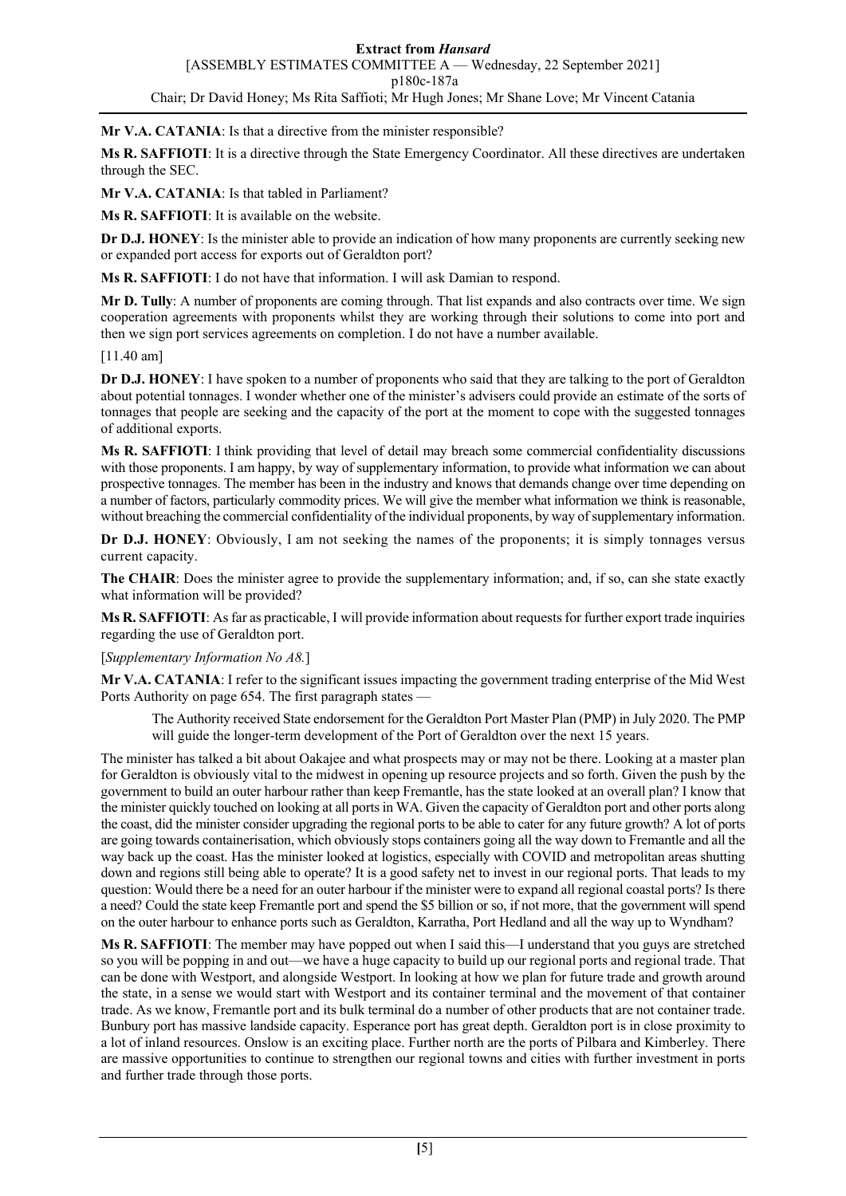**Mr V.A. CATANIA**: Is that a directive from the minister responsible?

**Ms R. SAFFIOTI**: It is a directive through the State Emergency Coordinator. All these directives are undertaken through the SEC.

**Mr V.A. CATANIA**: Is that tabled in Parliament?

**Ms R. SAFFIOTI**: It is available on the website.

**Dr D.J. HONEY**: Is the minister able to provide an indication of how many proponents are currently seeking new or expanded port access for exports out of Geraldton port?

**Ms R. SAFFIOTI**: I do not have that information. I will ask Damian to respond.

**Mr D. Tully**: A number of proponents are coming through. That list expands and also contracts over time. We sign cooperation agreements with proponents whilst they are working through their solutions to come into port and then we sign port services agreements on completion. I do not have a number available.

[11.40 am]

**Dr D.J. HONEY**: I have spoken to a number of proponents who said that they are talking to the port of Geraldton about potential tonnages. I wonder whether one of the minister's advisers could provide an estimate of the sorts of tonnages that people are seeking and the capacity of the port at the moment to cope with the suggested tonnages of additional exports.

**Ms R. SAFFIOTI**: I think providing that level of detail may breach some commercial confidentiality discussions with those proponents. I am happy, by way of supplementary information, to provide what information we can about prospective tonnages. The member has been in the industry and knows that demands change over time depending on a number of factors, particularly commodity prices. We will give the member what information we think is reasonable, without breaching the commercial confidentiality of the individual proponents, by way of supplementary information.

**Dr D.J. HONEY**: Obviously, I am not seeking the names of the proponents; it is simply tonnages versus current capacity.

**The CHAIR**: Does the minister agree to provide the supplementary information; and, if so, can she state exactly what information will be provided?

**Ms R. SAFFIOTI**: As far as practicable, I will provide information about requests for further export trade inquiries regarding the use of Geraldton port.

[*Supplementary Information No A8.*]

**Mr V.A. CATANIA**: I refer to the significant issues impacting the government trading enterprise of the Mid West Ports Authority on page 654. The first paragraph states —

> The Authority received State endorsement for the Geraldton Port Master Plan (PMP) in July 2020. The PMP will guide the longer-term development of the Port of Geraldton over the next 15 years.

The minister has talked a bit about Oakajee and what prospects may or may not be there. Looking at a master plan for Geraldton is obviously vital to the midwest in opening up resource projects and so forth. Given the push by the government to build an outer harbour rather than keep Fremantle, has the state looked at an overall plan? I know that the minister quickly touched on looking at all ports in WA. Given the capacity of Geraldton port and other ports along the coast, did the minister consider upgrading the regional ports to be able to cater for any future growth? A lot of ports are going towards containerisation, which obviously stops containers going all the way down to Fremantle and all the way back up the coast. Has the minister looked at logistics, especially with COVID and metropolitan areas shutting down and regions still being able to operate? It is a good safety net to invest in our regional ports. That leads to my question: Would there be a need for an outer harbour if the minister were to expand all regional coastal ports? Is there a need? Could the state keep Fremantle port and spend the $5 billion or so, if not more, that the government will spend on the outer harbour to enhance ports such as Geraldton, Karratha, Port Hedland and all the way up to Wyndham?

**Ms R. SAFFIOTI**: The member may have popped out when I said this—I understand that you guys are stretched so you will be popping in and out—we have a huge capacity to build up our regional ports and regional trade. That can be done with Westport, and alongside Westport. In looking at how we plan for future trade and growth around the state, in a sense we would start with Westport and its container terminal and the movement of that container trade. As we know, Fremantle port and its bulk terminal do a number of other products that are not container trade. Bunbury port has massive landside capacity. Esperance port has great depth. Geraldton port is in close proximity to a lot of inland resources. Onslow is an exciting place. Further north are the ports of Pilbara and Kimberley. There are massive opportunities to continue to strengthen our regional towns and cities with further investment in ports and further trade through those ports.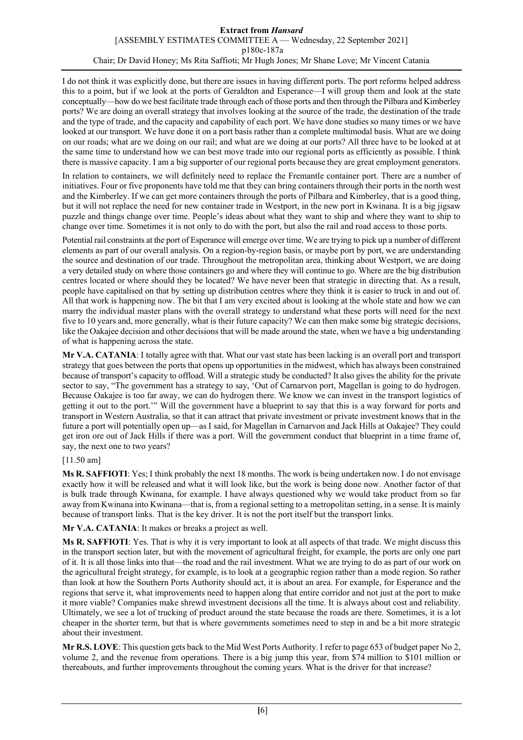I do not think it was explicitly done, but there are issues in having different ports. The port reforms helped address this to a point, but if we look at the ports of Geraldton and Esperance—I will group them and look at the state conceptually—how do we best facilitate trade through each of those ports and then through the Pilbara and Kimberley ports? We are doing an overall strategy that involves looking at the source of the trade, the destination of the trade and the type of trade, and the capacity and capability of each port. We have done studies so many times or we have looked at our transport. We have done it on a port basis rather than a complete multimodal basis. What are we doing on our roads; what are we doing on our rail; and what are we doing at our ports? All three have to be looked at at the same time to understand how we can best move trade into our regional ports as efficiently as possible. I think there is massive capacity. I am a big supporter of our regional ports because they are great employment generators.

In relation to containers, we will definitely need to replace the Fremantle container port. There are a number of initiatives. Four or five proponents have told me that they can bring containers through their ports in the north west and the Kimberley. If we can get more containers through the ports of Pilbara and Kimberley, that is a good thing, but it will not replace the need for new container trade in Westport, in the new port in Kwinana. It is a big jigsaw puzzle and things change over time. People's ideas about what they want to ship and where they want to ship to change over time. Sometimes it is not only to do with the port, but also the rail and road access to those ports.

Potential rail constraints at the port of Esperance will emerge over time. We are trying to pick up a number of different elements as part of our overall analysis. On a region-by-region basis, or maybe port by port, we are understanding the source and destination of our trade. Throughout the metropolitan area, thinking about Westport, we are doing a very detailed study on where those containers go and where they will continue to go. Where are the big distribution centres located or where should they be located? We have never been that strategic in directing that. As a result, people have capitalised on that by setting up distribution centres where they think it is easier to truck in and out of. All that work is happening now. The bit that I am very excited about is looking at the whole state and how we can marry the individual master plans with the overall strategy to understand what these ports will need for the next five to 10 years and, more generally, what is their future capacity? We can then make some big strategic decisions, like the Oakajee decision and other decisions that will be made around the state, when we have a big understanding of what is happening across the state.

**Mr V.A. CATANIA**: I totally agree with that. What our vast state has been lacking is an overall port and transport strategy that goes between the ports that opens up opportunities in the midwest, which has always been constrained because of transport's capacity to offload. Will a strategic study be conducted? It also gives the ability for the private sector to say, "The government has a strategy to say, 'Out of Carnarvon port, Magellan is going to do hydrogen. Because Oakajee is too far away, we can do hydrogen there. We know we can invest in the transport logistics of getting it out to the port.'" Will the government have a blueprint to say that this is a way forward for ports and transport in Western Australia, so that it can attract that private investment or private investment knows that in the future a port will potentially open up—as I said, for Magellan in Carnarvon and Jack Hills at Oakajee? They could get iron ore out of Jack Hills if there was a port. Will the government conduct that blueprint in a time frame of, say, the next one to two years?

[11.50 am]

**Ms R. SAFFIOTI**: Yes; I think probably the next 18 months. The work is being undertaken now. I do not envisage exactly how it will be released and what it will look like, but the work is being done now. Another factor of that is bulk trade through Kwinana, for example. I have always questioned why we would take product from so far away from Kwinana into Kwinana—that is, from a regional setting to a metropolitan setting, in a sense. It is mainly because of transport links. That is the key driver. It is not the port itself but the transport links.

**Mr V.A. CATANIA**: It makes or breaks a project as well.

**Ms R. SAFFIOTI**: Yes. That is why it is very important to look at all aspects of that trade. We might discuss this in the transport section later, but with the movement of agricultural freight, for example, the ports are only one part of it. It is all those links into that—the road and the rail investment. What we are trying to do as part of our work on the agricultural freight strategy, for example, is to look at a geographic region rather than a mode region. So rather than look at how the Southern Ports Authority should act, it is about an area. For example, for Esperance and the regions that serve it, what improvements need to happen along that entire corridor and not just at the port to make it more viable? Companies make shrewd investment decisions all the time. It is always about cost and reliability. Ultimately, we see a lot of trucking of product around the state because the roads are there. Sometimes, it is a lot cheaper in the shorter term, but that is where governments sometimes need to step in and be a bit more strategic about their investment.

**Mr R.S. LOVE**: This question gets back to the Mid West Ports Authority. I refer to page 653 of budget paper No 2, volume 2, and the revenue from operations. There is a big jump this year, from $74 million to $101 million or thereabouts, and further improvements throughout the coming years. What is the driver for that increase?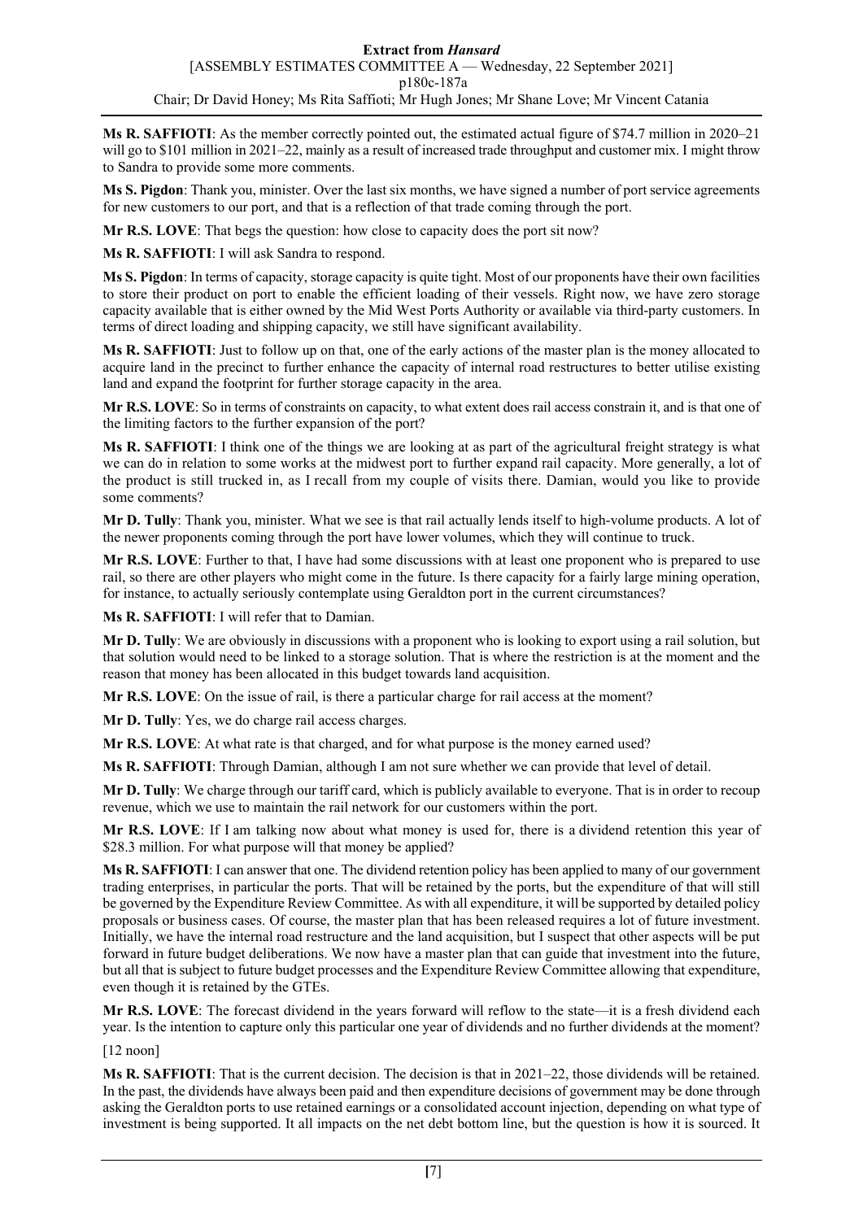**Ms R. SAFFIOTI**: As the member correctly pointed out, the estimated actual figure of $74.7 million in 2020–21 will go to $101 million in 2021–22, mainly as a result of increased trade throughput and customer mix. I might throw to Sandra to provide some more comments.

**Ms S. Pigdon**: Thank you, minister. Over the last six months, we have signed a number of port service agreements for new customers to our port, and that is a reflection of that trade coming through the port.

**Mr R.S. LOVE**: That begs the question: how close to capacity does the port sit now?

**Ms R. SAFFIOTI**: I will ask Sandra to respond.

**Ms S. Pigdon**: In terms of capacity, storage capacity is quite tight. Most of our proponents have their own facilities to store their product on port to enable the efficient loading of their vessels. Right now, we have zero storage capacity available that is either owned by the Mid West Ports Authority or available via third-party customers. In terms of direct loading and shipping capacity, we still have significant availability.

**Ms R. SAFFIOTI**: Just to follow up on that, one of the early actions of the master plan is the money allocated to acquire land in the precinct to further enhance the capacity of internal road restructures to better utilise existing land and expand the footprint for further storage capacity in the area.

**Mr R.S. LOVE**: So in terms of constraints on capacity, to what extent does rail access constrain it, and is that one of the limiting factors to the further expansion of the port?

**Ms R. SAFFIOTI**: I think one of the things we are looking at as part of the agricultural freight strategy is what we can do in relation to some works at the midwest port to further expand rail capacity. More generally, a lot of the product is still trucked in, as I recall from my couple of visits there. Damian, would you like to provide some comments?

**Mr D. Tully**: Thank you, minister. What we see is that rail actually lends itself to high-volume products. A lot of the newer proponents coming through the port have lower volumes, which they will continue to truck.

**Mr R.S. LOVE**: Further to that, I have had some discussions with at least one proponent who is prepared to use rail, so there are other players who might come in the future. Is there capacity for a fairly large mining operation, for instance, to actually seriously contemplate using Geraldton port in the current circumstances?

**Ms R. SAFFIOTI**: I will refer that to Damian.

**Mr D. Tully**: We are obviously in discussions with a proponent who is looking to export using a rail solution, but that solution would need to be linked to a storage solution. That is where the restriction is at the moment and the reason that money has been allocated in this budget towards land acquisition.

**Mr R.S. LOVE**: On the issue of rail, is there a particular charge for rail access at the moment?

**Mr D. Tully**: Yes, we do charge rail access charges.

**Mr R.S. LOVE**: At what rate is that charged, and for what purpose is the money earned used?

**Ms R. SAFFIOTI**: Through Damian, although I am not sure whether we can provide that level of detail.

**Mr D. Tully**: We charge through our tariff card, which is publicly available to everyone. That is in order to recoup revenue, which we use to maintain the rail network for our customers within the port.

**Mr R.S. LOVE**: If I am talking now about what money is used for, there is a dividend retention this year of $28.3 million. For what purpose will that money be applied?

**Ms R. SAFFIOTI**: I can answer that one. The dividend retention policy has been applied to many of our government trading enterprises, in particular the ports. That will be retained by the ports, but the expenditure of that will still be governed by the Expenditure Review Committee. As with all expenditure, it will be supported by detailed policy proposals or business cases. Of course, the master plan that has been released requires a lot of future investment. Initially, we have the internal road restructure and the land acquisition, but I suspect that other aspects will be put forward in future budget deliberations. We now have a master plan that can guide that investment into the future, but all that is subject to future budget processes and the Expenditure Review Committee allowing that expenditure, even though it is retained by the GTEs.

**Mr R.S. LOVE**: The forecast dividend in the years forward will reflow to the state—it is a fresh dividend each year. Is the intention to capture only this particular one year of dividends and no further dividends at the moment?

[12 noon]

**Ms R. SAFFIOTI**: That is the current decision. The decision is that in 2021–22, those dividends will be retained. In the past, the dividends have always been paid and then expenditure decisions of government may be done through asking the Geraldton ports to use retained earnings or a consolidated account injection, depending on what type of investment is being supported. It all impacts on the net debt bottom line, but the question is how it is sourced. It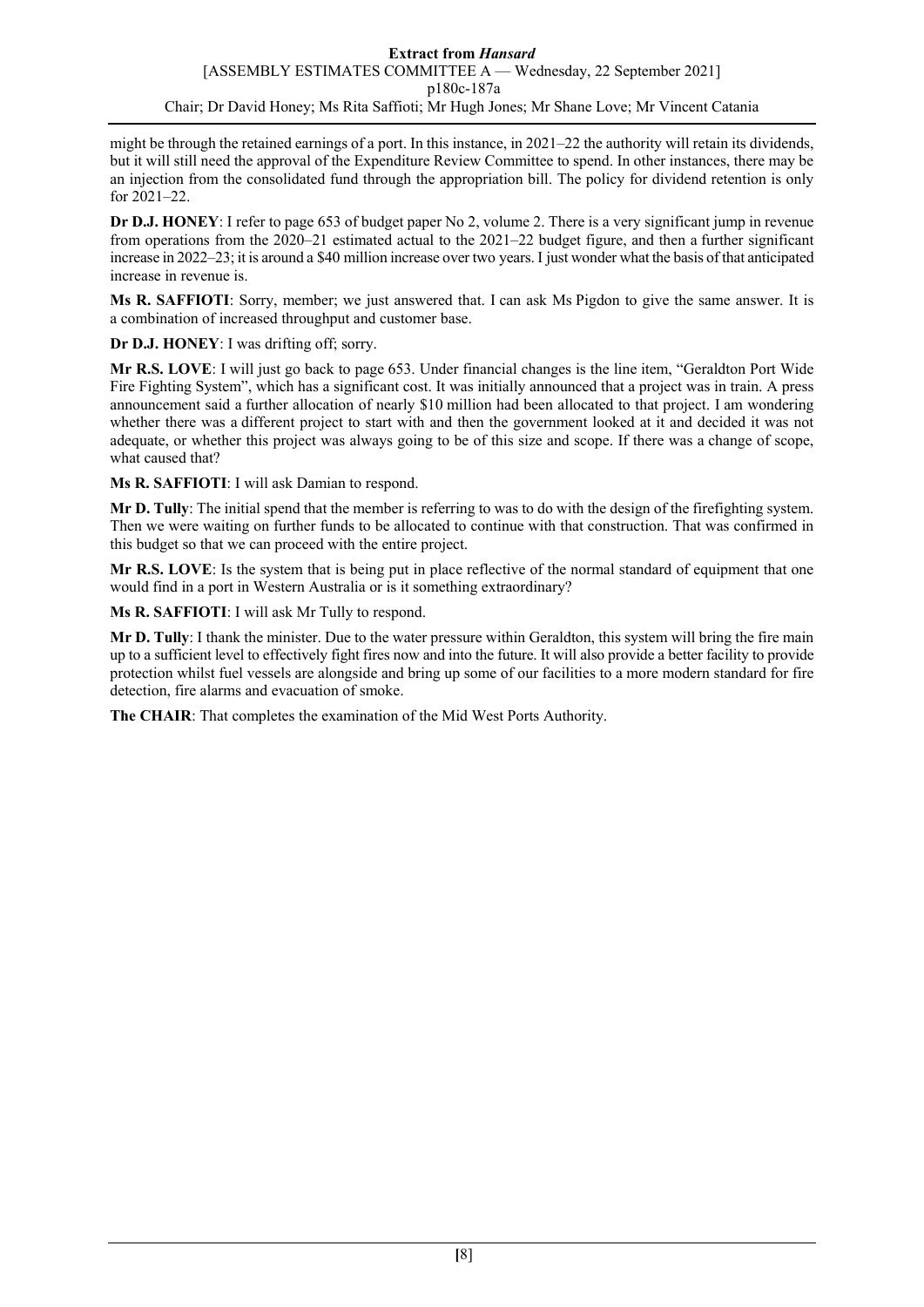might be through the retained earnings of a port. In this instance, in 2021–22 the authority will retain its dividends, but it will still need the approval of the Expenditure Review Committee to spend. In other instances, there may be an injection from the consolidated fund through the appropriation bill. The policy for dividend retention is only for 2021–22.

**Dr D.J. HONEY**: I refer to page 653 of budget paper No 2, volume 2. There is a very significant jump in revenue from operations from the 2020–21 estimated actual to the 2021–22 budget figure, and then a further significant increase in 2022–23; it is around a $40 million increase over two years. I just wonder what the basis of that anticipated increase in revenue is.

**Ms R. SAFFIOTI**: Sorry, member; we just answered that. I can ask Ms Pigdon to give the same answer. It is a combination of increased throughput and customer base.

**Dr D.J. HONEY**: I was drifting off; sorry.

**Mr R.S. LOVE**: I will just go back to page 653. Under financial changes is the line item, "Geraldton Port Wide Fire Fighting System", which has a significant cost. It was initially announced that a project was in train. A press announcement said a further allocation of nearly $10 million had been allocated to that project. I am wondering whether there was a different project to start with and then the government looked at it and decided it was not adequate, or whether this project was always going to be of this size and scope. If there was a change of scope, what caused that?

**Ms R. SAFFIOTI**: I will ask Damian to respond.

**Mr D. Tully**: The initial spend that the member is referring to was to do with the design of the firefighting system. Then we were waiting on further funds to be allocated to continue with that construction. That was confirmed in this budget so that we can proceed with the entire project.

**Mr R.S. LOVE**: Is the system that is being put in place reflective of the normal standard of equipment that one would find in a port in Western Australia or is it something extraordinary?

**Ms R. SAFFIOTI**: I will ask Mr Tully to respond.

**Mr D. Tully**: I thank the minister. Due to the water pressure within Geraldton, this system will bring the fire main up to a sufficient level to effectively fight fires now and into the future. It will also provide a better facility to provide protection whilst fuel vessels are alongside and bring up some of our facilities to a more modern standard for fire detection, fire alarms and evacuation of smoke.

**The CHAIR**: That completes the examination of the Mid West Ports Authority.